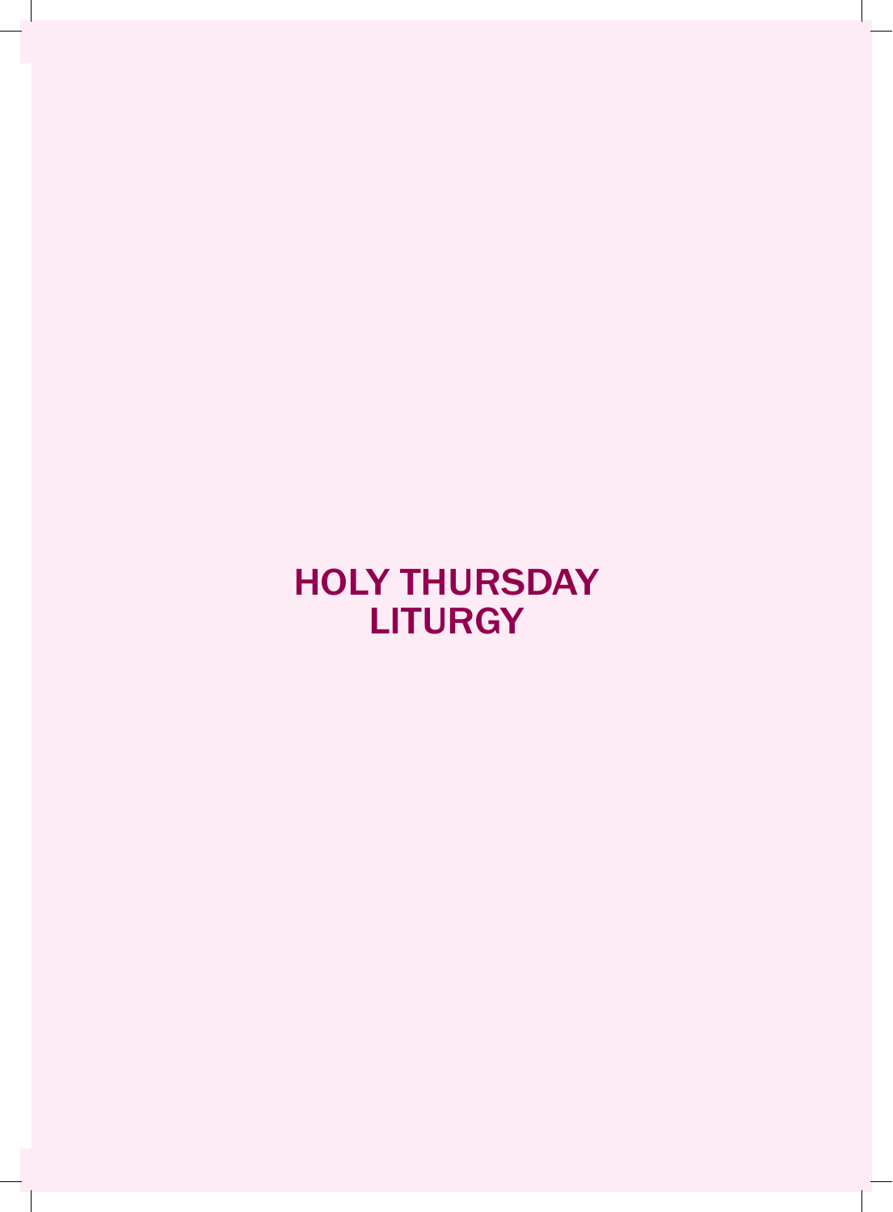# HOLY THURSDAY LITURGY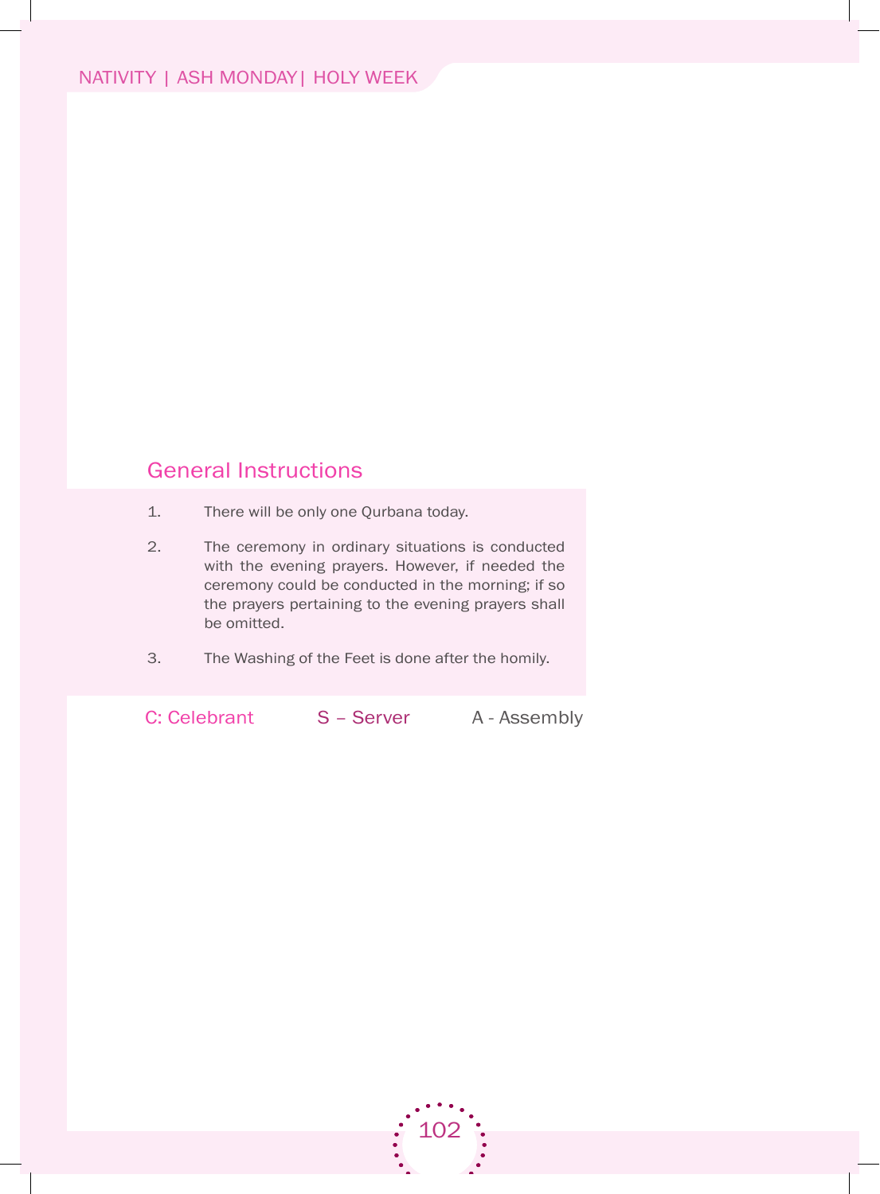## General Instructions

1. There will be only one Qurbana today.
2. The ceremony in ordinary situations is conducted with the evening prayers. However, if needed the ceremony could be conducted in the morning; if so the prayers pertaining to the evening prayers shall be omitted.
3. The Washing of the Feet is done after the homily.

C: Celebrant      S – Server      A - Assembly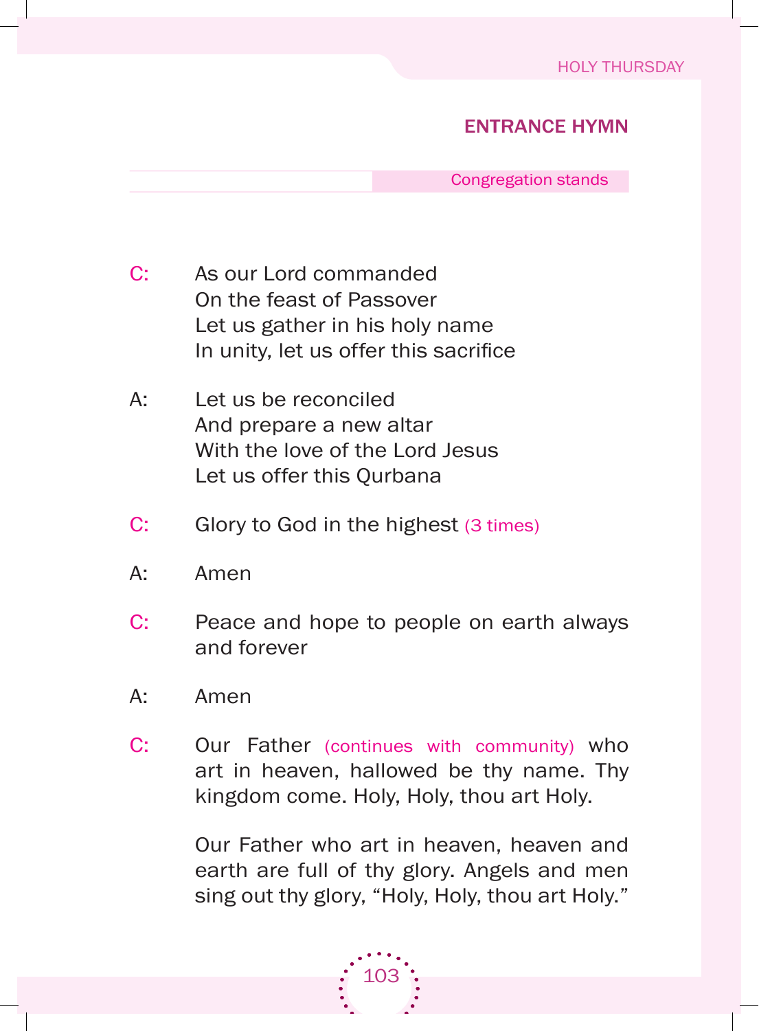## ENTRANCE HYMN

Congregation stands

C: As our Lord commanded
On the feast of Passover
Let us gather in his holy name
In unity, let us offer this sacrifice

A: Let us be reconciled
And prepare a new altar
With the love of the Lord Jesus
Let us offer this Qurbana

C: Glory to God in the highest (3 times)

A: Amen

C: Peace and hope to people on earth always and forever

A: Amen

C: Our Father (continues with community) who art in heaven, hallowed be thy name. Thy kingdom come. Holy, Holy, thou art Holy.

Our Father who art in heaven, heaven and earth are full of thy glory. Angels and men sing out thy glory, "Holy, Holy, thou art Holy."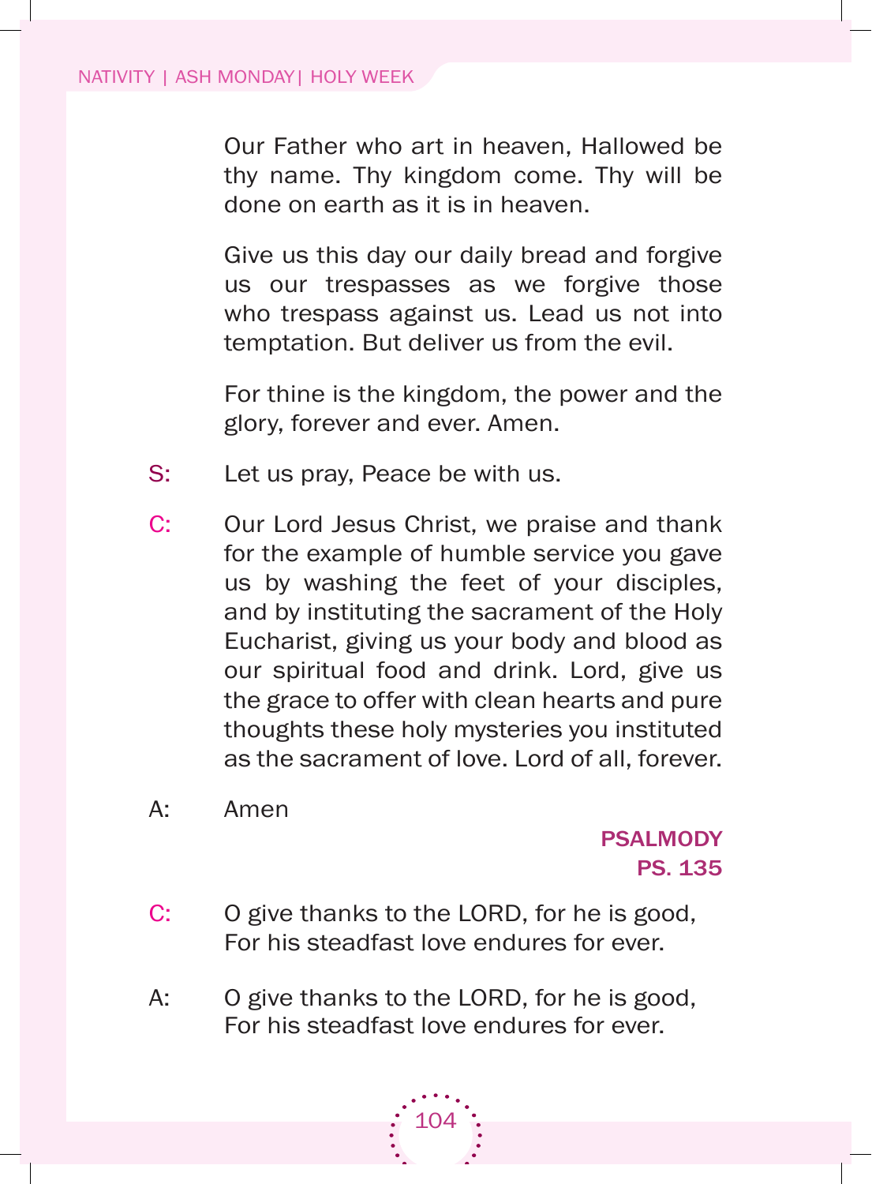Our Father who art in heaven, Hallowed be thy name. Thy kingdom come. Thy will be done on earth as it is in heaven.

Give us this day our daily bread and forgive us our trespasses as we forgive those who trespass against us. Lead us not into temptation. But deliver us from the evil.

For thine is the kingdom, the power and the glory, forever and ever. Amen.

S: Let us pray, Peace be with us.

C: Our Lord Jesus Christ, we praise and thank for the example of humble service you gave us by washing the feet of your disciples, and by instituting the sacrament of the Holy Eucharist, giving us your body and blood as our spiritual food and drink. Lord, give us the grace to offer with clean hearts and pure thoughts these holy mysteries you instituted as the sacrament of love. Lord of all, forever.

A: Amen

**PSALMODY**
**PS. 135**

C: O give thanks to the LORD, for he is good, For his steadfast love endures for ever.

A: O give thanks to the LORD, for he is good, For his steadfast love endures for ever.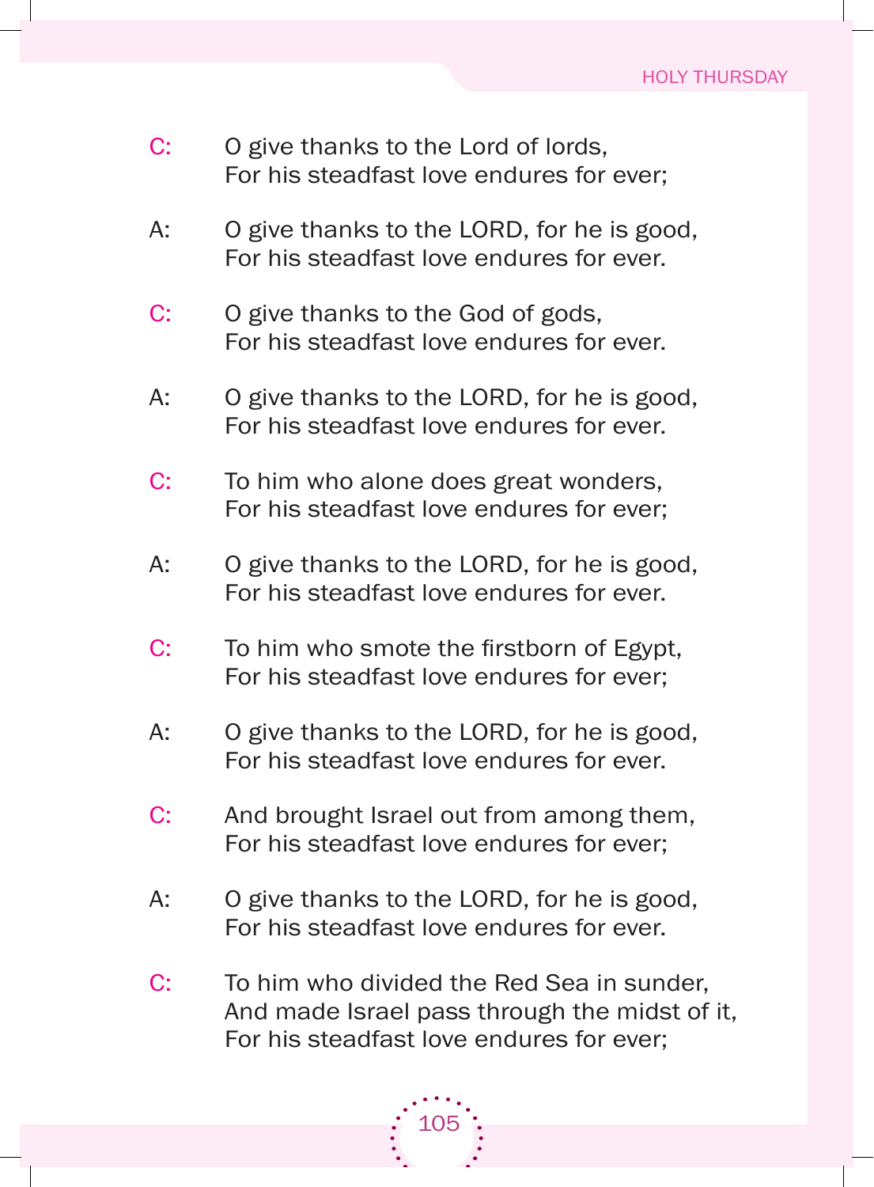C: O give thanks to the Lord of lords,
For his steadfast love endures for ever;

A: O give thanks to the LORD, for he is good,
For his steadfast love endures for ever.

C: O give thanks to the God of gods,
For his steadfast love endures for ever.

A: O give thanks to the LORD, for he is good,
For his steadfast love endures for ever.

C: To him who alone does great wonders,
For his steadfast love endures for ever;

A: O give thanks to the LORD, for he is good,
For his steadfast love endures for ever.

C: To him who smote the firstborn of Egypt,
For his steadfast love endures for ever;

A: O give thanks to the LORD, for he is good,
For his steadfast love endures for ever.

C: And brought Israel out from among them,
For his steadfast love endures for ever;

A: O give thanks to the LORD, for he is good,
For his steadfast love endures for ever.

C: To him who divided the Red Sea in sunder,
And made Israel pass through the midst of it,
For his steadfast love endures for ever;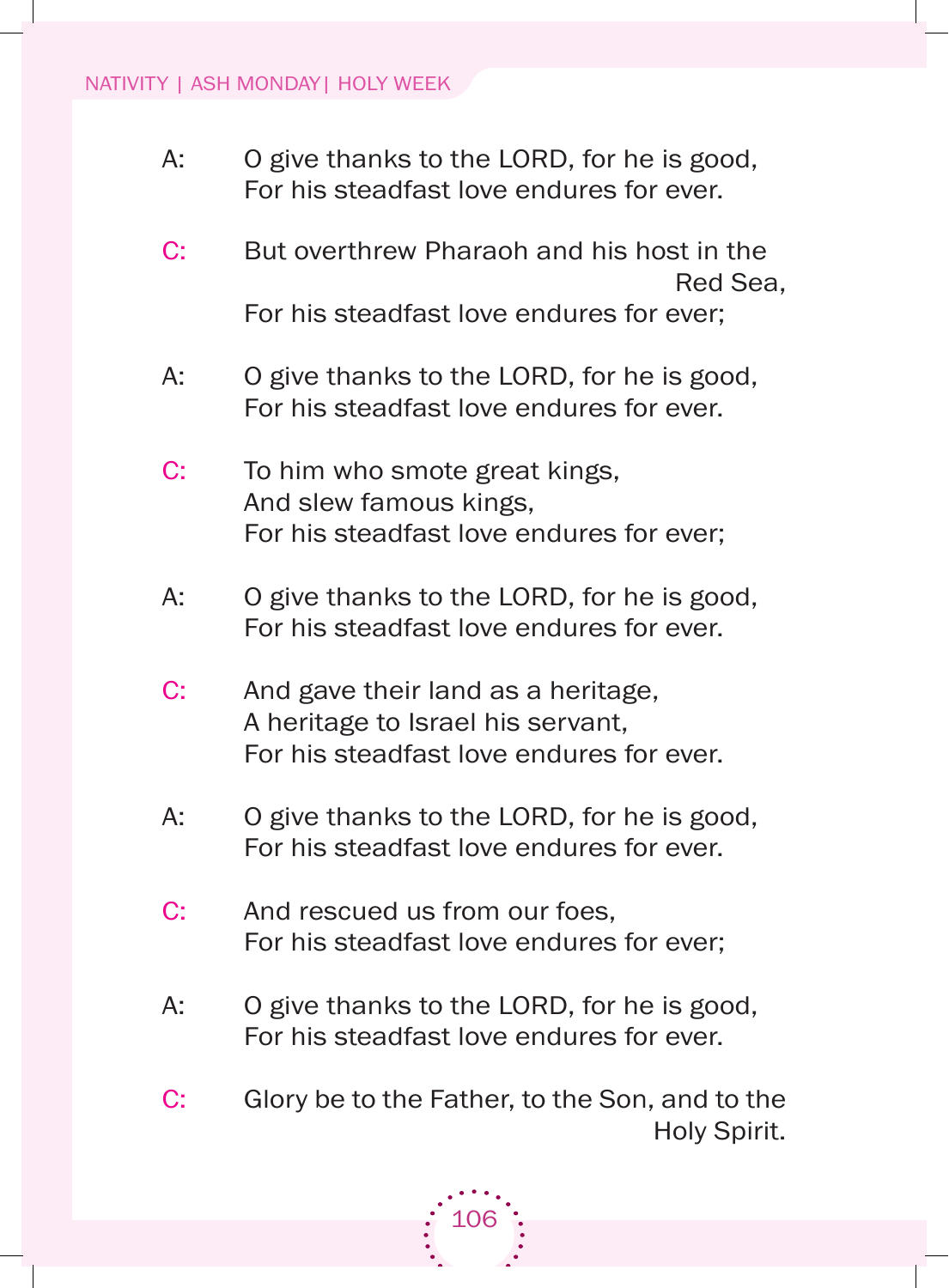A: O give thanks to the LORD, for he is good,
For his steadfast love endures for ever.

C: But overthrew Pharaoh and his host in the Red Sea,
For his steadfast love endures for ever;

A: O give thanks to the LORD, for he is good,
For his steadfast love endures for ever.

C: To him who smote great kings,
And slew famous kings,
For his steadfast love endures for ever;

A: O give thanks to the LORD, for he is good,
For his steadfast love endures for ever.

C: And gave their land as a heritage,
A heritage to Israel his servant,
For his steadfast love endures for ever.

A: O give thanks to the LORD, for he is good,
For his steadfast love endures for ever.

C: And rescued us from our foes,
For his steadfast love endures for ever;

A: O give thanks to the LORD, for he is good,
For his steadfast love endures for ever.

C: Glory be to the Father, to the Son, and to the Holy Spirit.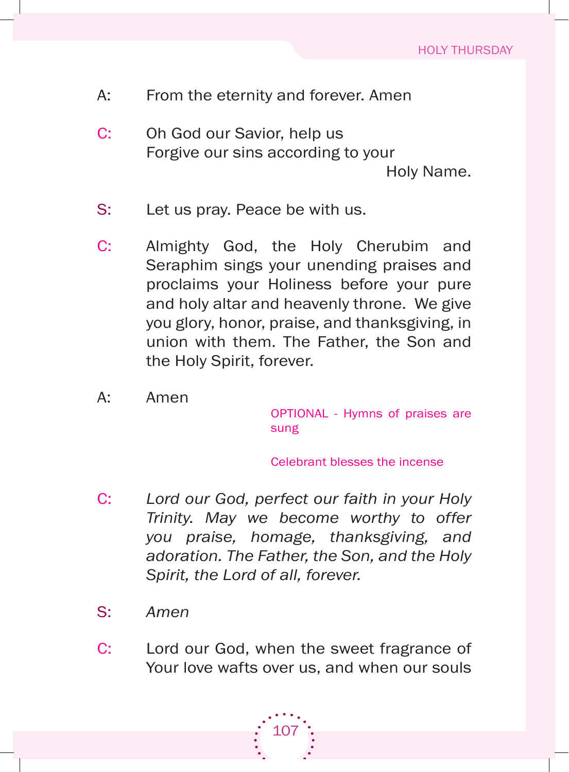A: From the eternity and forever. Amen

C: Oh God our Savior, help us
Forgive our sins according to your Holy Name.

S: Let us pray. Peace be with us.

C: Almighty God, the Holy Cherubim and Seraphim sings your unending praises and proclaims your Holiness before your pure and holy altar and heavenly throne. We give you glory, honor, praise, and thanksgiving, in union with them. The Father, the Son and the Holy Spirit, forever.

A: Amen

OPTIONAL - Hymns of praises are sung

Celebrant blesses the incense

C: *Lord our God, perfect our faith in your Holy Trinity. May we become worthy to offer you praise, homage, thanksgiving, and adoration. The Father, the Son, and the Holy Spirit, the Lord of all, forever.*

S: *Amen*

C: Lord our God, when the sweet fragrance of Your love wafts over us, and when our souls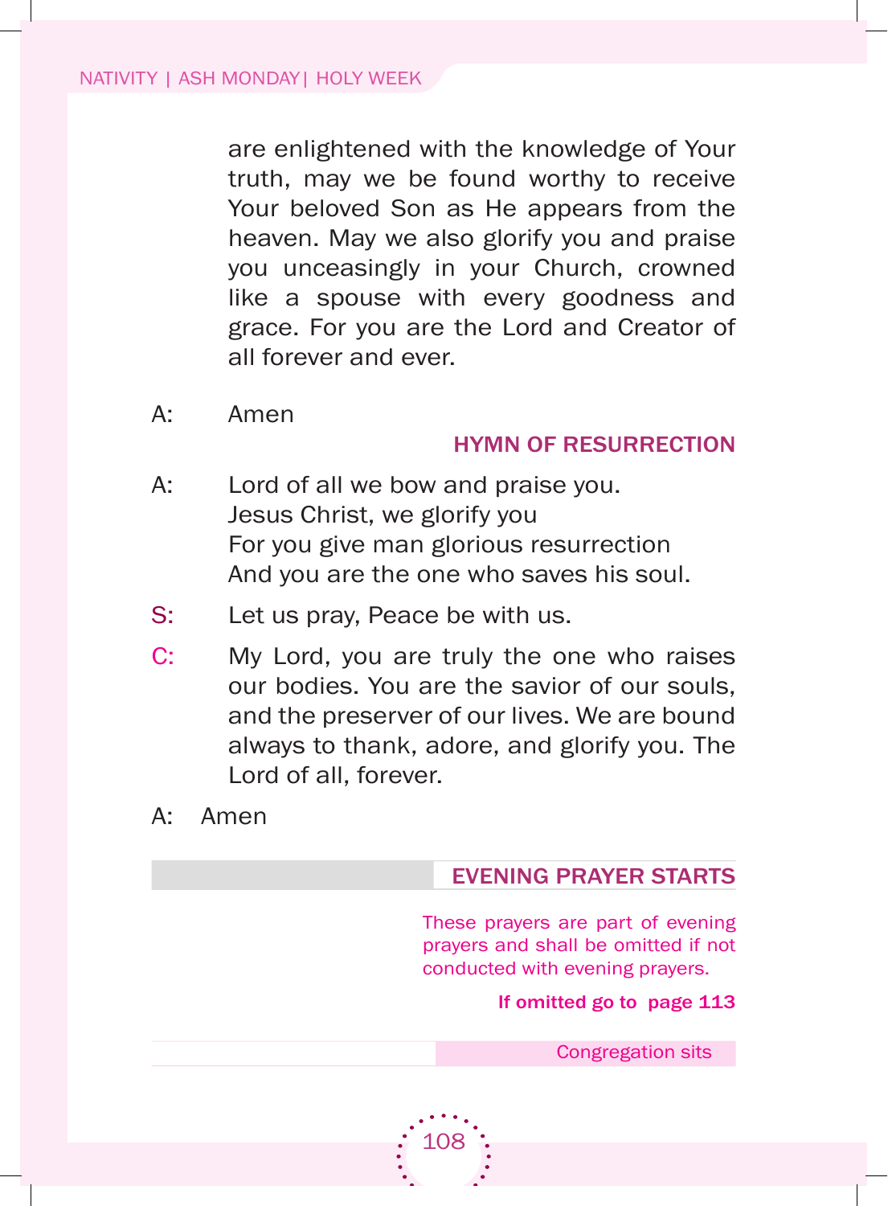are enlightened with the knowledge of Your truth, may we be found worthy to receive Your beloved Son as He appears from the heaven. May we also glorify you and praise you unceasingly in your Church, crowned like a spouse with every goodness and grace. For you are the Lord and Creator of all forever and ever.

A: Amen

**HYMN OF RESURRECTION**

A: Lord of all we bow and praise you.
Jesus Christ, we glorify you
For you give man glorious resurrection
And you are the one who saves his soul.

S: Let us pray, Peace be with us.

C: My Lord, you are truly the one who raises our bodies. You are the savior of our souls, and the preserver of our lives. We are bound always to thank, adore, and glorify you. The Lord of all, forever.

A: Amen

**EVENING PRAYER STARTS**

These prayers are part of evening prayers and shall be omitted if not conducted with evening prayers.

**If omitted go to page 113**

Congregation sits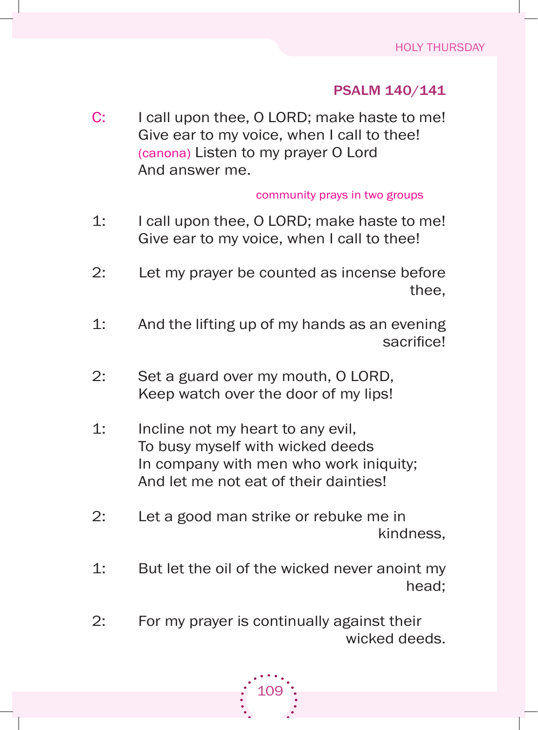## PSALM 140/141

C: I call upon thee, O LORD; make haste to me!
Give ear to my voice, when I call to thee!
(canona) Listen to my prayer O Lord
And answer me.

*community prays in two groups*

1: I call upon thee, O LORD; make haste to me!
Give ear to my voice, when I call to thee!

2: Let my prayer be counted as incense before thee,

1: And the lifting up of my hands as an evening sacrifice!

2: Set a guard over my mouth, O LORD,
Keep watch over the door of my lips!

1: Incline not my heart to any evil,
To busy myself with wicked deeds
In company with men who work iniquity;
And let me not eat of their dainties!

2: Let a good man strike or rebuke me in kindness,

1: But let the oil of the wicked never anoint my head;

2: For my prayer is continually against their wicked deeds.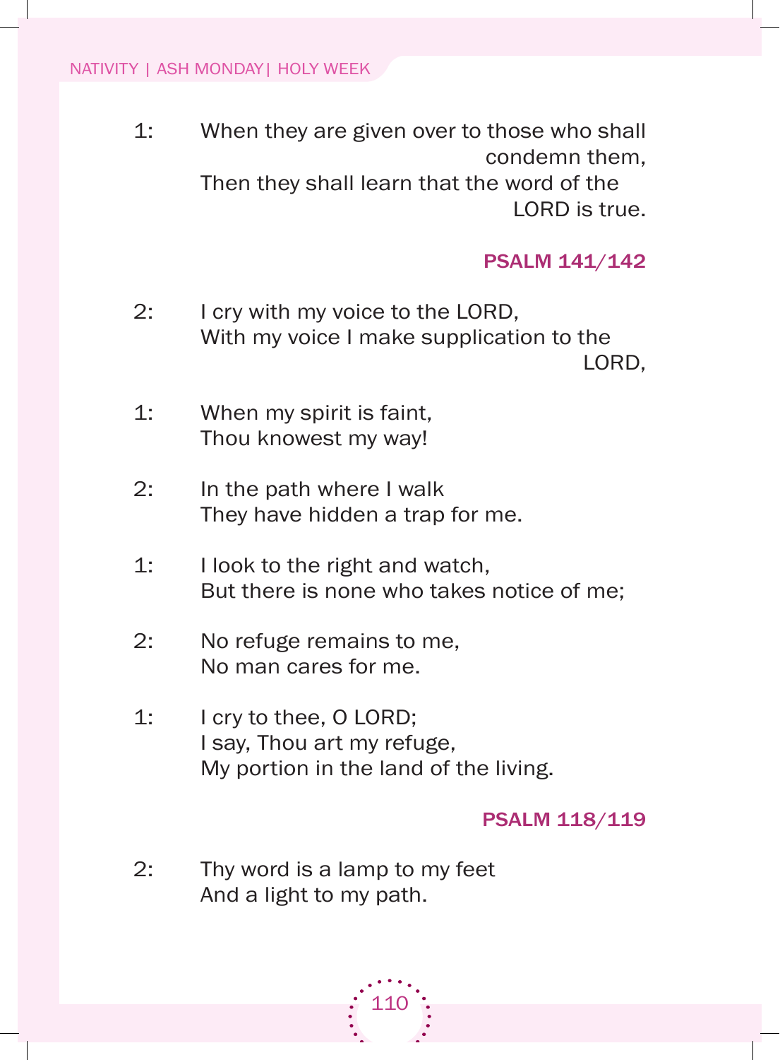1: When they are given over to those who shall condemn them,
Then they shall learn that the word of the LORD is true.

**PSALM 141/142**

2: I cry with my voice to the LORD,
With my voice I make supplication to the LORD,

1: When my spirit is faint,
Thou knowest my way!

2: In the path where I walk
They have hidden a trap for me.

1: I look to the right and watch,
But there is none who takes notice of me;

2: No refuge remains to me,
No man cares for me.

1: I cry to thee, O LORD;
I say, Thou art my refuge,
My portion in the land of the living.

**PSALM 118/119**

2: Thy word is a lamp to my feet
And a light to my path.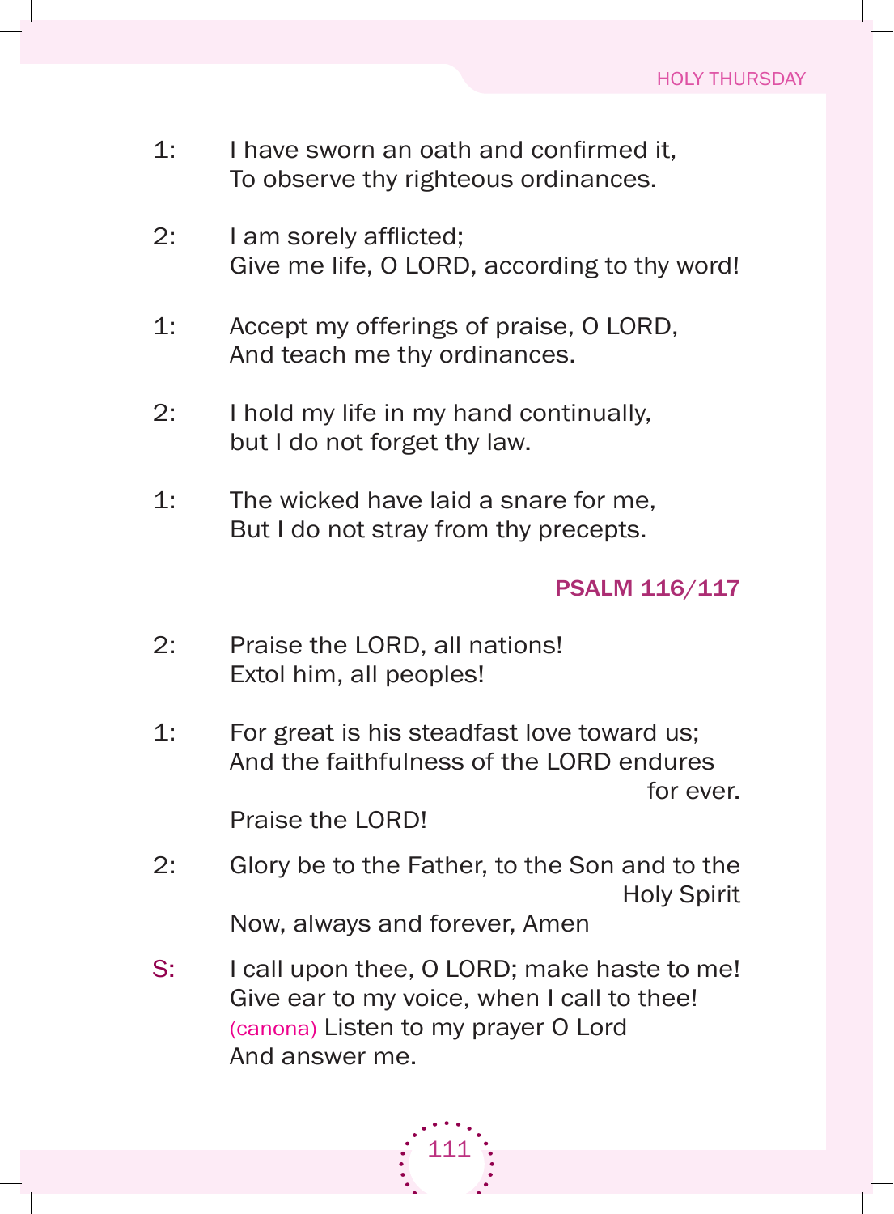1: I have sworn an oath and confirmed it,
To observe thy righteous ordinances.

2: I am sorely afflicted;
Give me life, O LORD, according to thy word!

1: Accept my offerings of praise, O LORD,
And teach me thy ordinances.

2: I hold my life in my hand continually,
but I do not forget thy law.

1: The wicked have laid a snare for me,
But I do not stray from thy precepts.

### PSALM 116/117

2: Praise the LORD, all nations!
Extol him, all peoples!

1: For great is his steadfast love toward us;
And the faithfulness of the LORD endures for ever.
Praise the LORD!

2: Glory be to the Father, to the Son and to the Holy Spirit
Now, always and forever, Amen

S: I call upon thee, O LORD; make haste to me!
Give ear to my voice, when I call to thee!
(canona) Listen to my prayer O Lord
And answer me.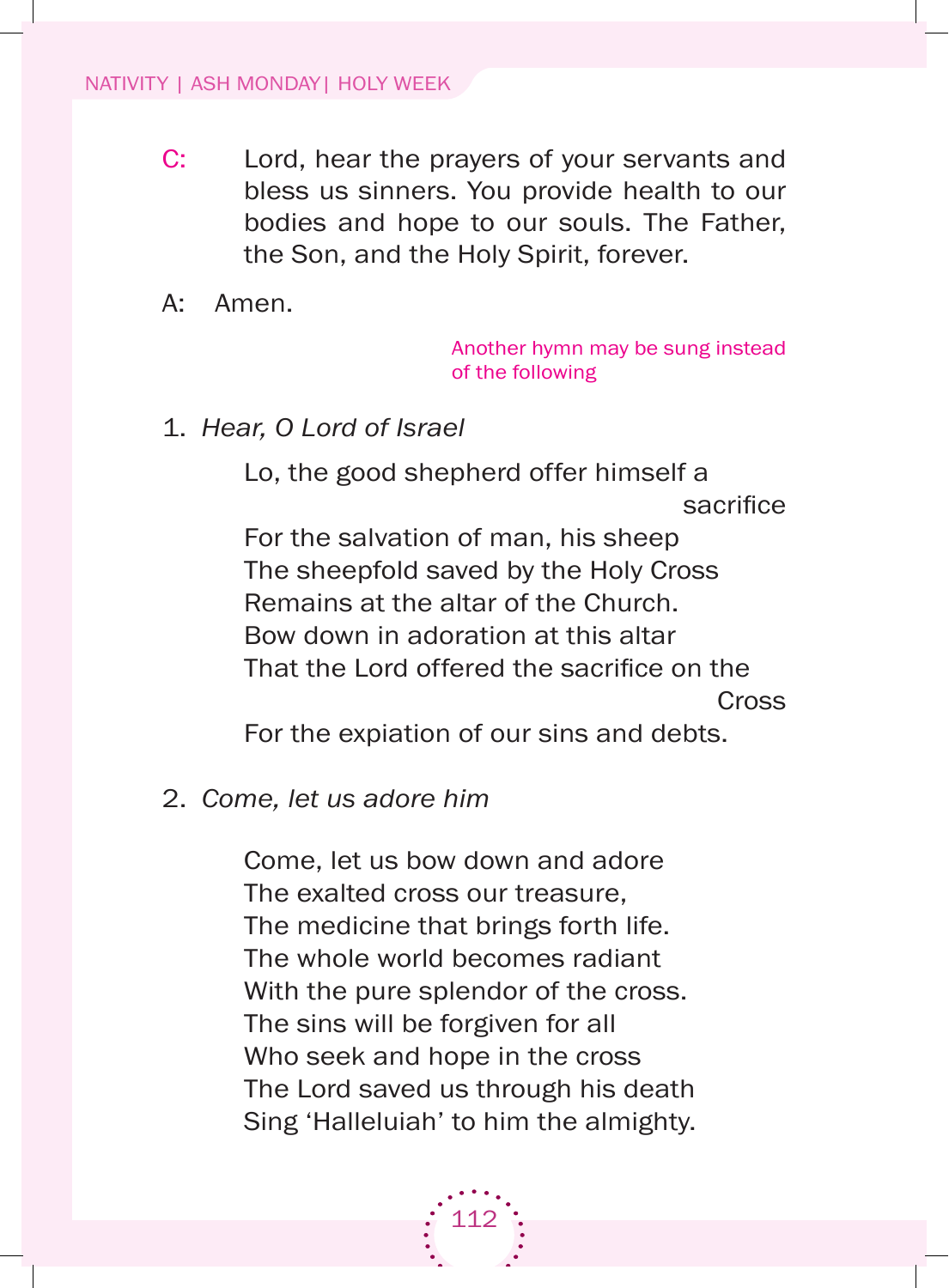C: Lord, hear the prayers of your servants and bless us sinners. You provide health to our bodies and hope to our souls. The Father, the Son, and the Holy Spirit, forever.

A: Amen.

Another hymn may be sung instead of the following

1. *Hear, O Lord of Israel*

   Lo, the good shepherd offer himself a sacrifice
   For the salvation of man, his sheep
   The sheepfold saved by the Holy Cross
   Remains at the altar of the Church.
   Bow down in adoration at this altar
   That the Lord offered the sacrifice on the Cross
   For the expiation of our sins and debts.

2. *Come, let us adore him*

   Come, let us bow down and adore
   The exalted cross our treasure,
   The medicine that brings forth life.
   The whole world becomes radiant
   With the pure splendor of the cross.
   The sins will be forgiven for all
   Who seek and hope in the cross
   The Lord saved us through his death
   Sing 'Halleluiah' to him the almighty.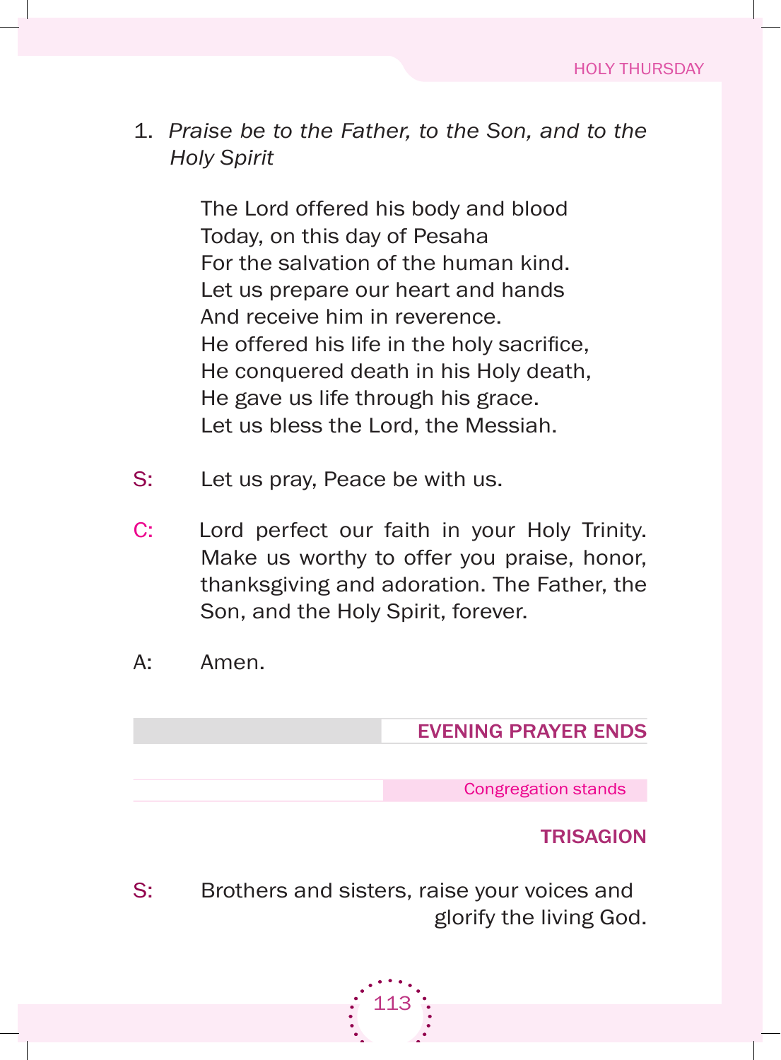1. *Praise be to the Father, to the Son, and to the Holy Spirit*

    The Lord offered his body and blood
    Today, on this day of Pesaha
    For the salvation of the human kind.
    Let us prepare our heart and hands
    And receive him in reverence.
    He offered his life in the holy sacrifice,
    He conquered death in his Holy death,
    He gave us life through his grace.
    Let us bless the Lord, the Messiah.

S: Let us pray, Peace be with us.

C: Lord perfect our faith in your Holy Trinity. Make us worthy to offer you praise, honor, thanksgiving and adoration. The Father, the Son, and the Holy Spirit, forever.

A: Amen.

## EVENING PRAYER ENDS

Congregation stands

## TRISAGION

S: Brothers and sisters, raise your voices and glorify the living God.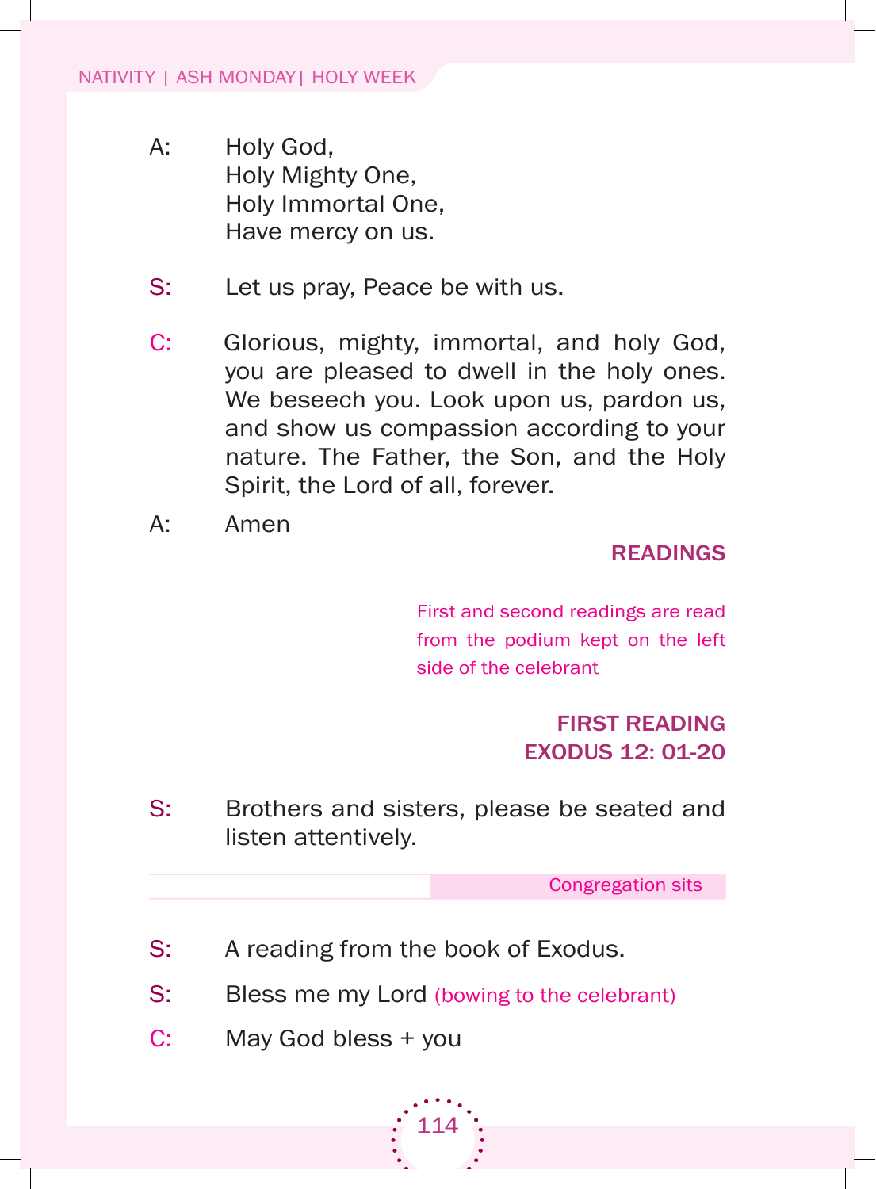A: Holy God,
Holy Mighty One,
Holy Immortal One,
Have mercy on us.

S: Let us pray, Peace be with us.

C: Glorious, mighty, immortal, and holy God, you are pleased to dwell in the holy ones. We beseech you. Look upon us, pardon us, and show us compassion according to your nature. The Father, the Son, and the Holy Spirit, the Lord of all, forever.

A: Amen

## READINGS

*First and second readings are read from the podium kept on the left side of the celebrant*

### FIRST READING
### EXODUS 12: 01-20

S: Brothers and sisters, please be seated and listen attentively.

*Congregation sits*

S: A reading from the book of Exodus.

S: Bless me my Lord *(bowing to the celebrant)*

C: May God bless + you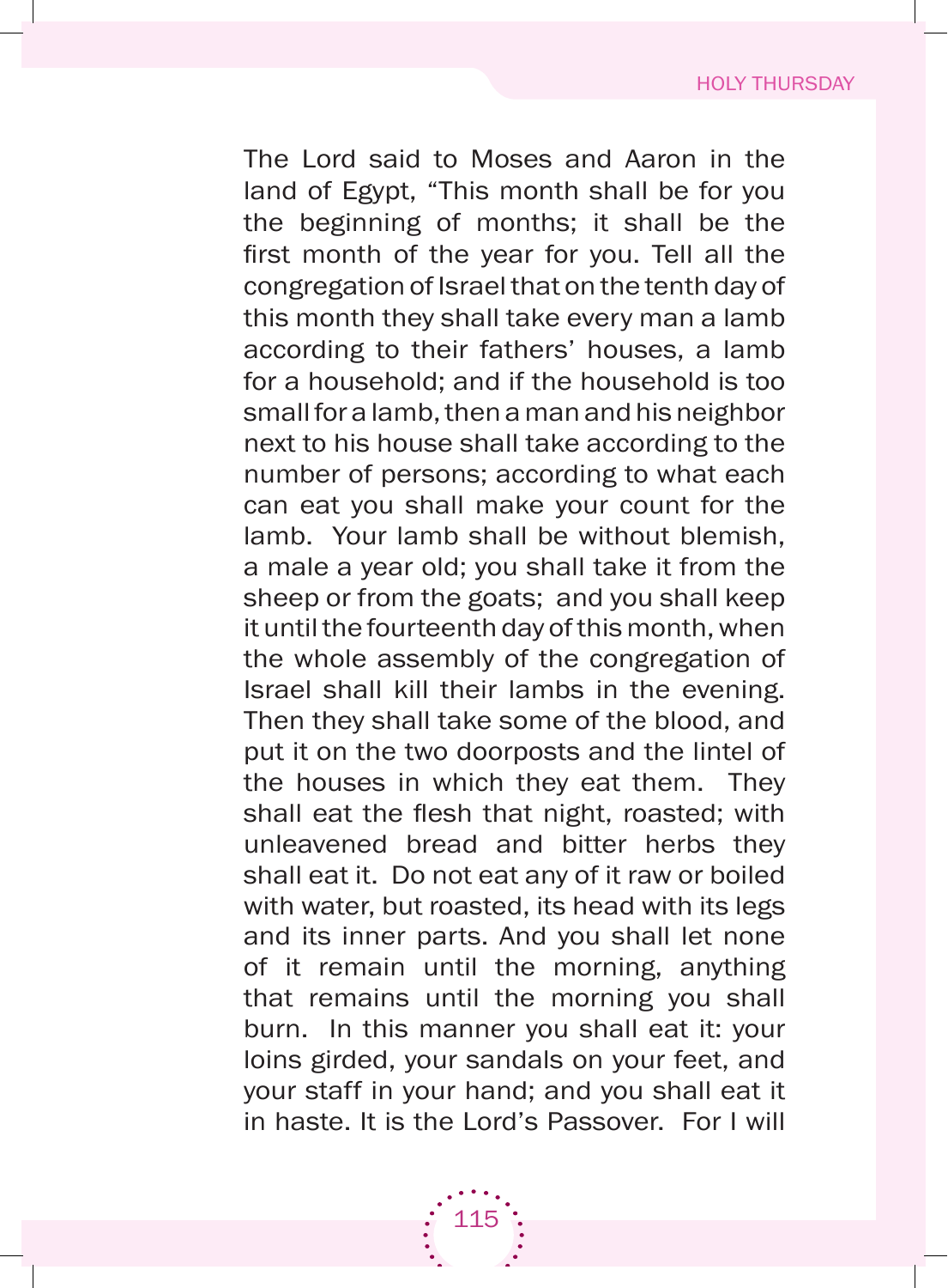The Lord said to Moses and Aaron in the land of Egypt, "This month shall be for you the beginning of months; it shall be the first month of the year for you. Tell all the congregation of Israel that on the tenth day of this month they shall take every man a lamb according to their fathers' houses, a lamb for a household; and if the household is too small for a lamb, then a man and his neighbor next to his house shall take according to the number of persons; according to what each can eat you shall make your count for the lamb. Your lamb shall be without blemish, a male a year old; you shall take it from the sheep or from the goats; and you shall keep it until the fourteenth day of this month, when the whole assembly of the congregation of Israel shall kill their lambs in the evening. Then they shall take some of the blood, and put it on the two doorposts and the lintel of the houses in which they eat them. They shall eat the flesh that night, roasted; with unleavened bread and bitter herbs they shall eat it. Do not eat any of it raw or boiled with water, but roasted, its head with its legs and its inner parts. And you shall let none of it remain until the morning, anything that remains until the morning you shall burn. In this manner you shall eat it: your loins girded, your sandals on your feet, and your staff in your hand; and you shall eat it in haste. It is the Lord's Passover. For I will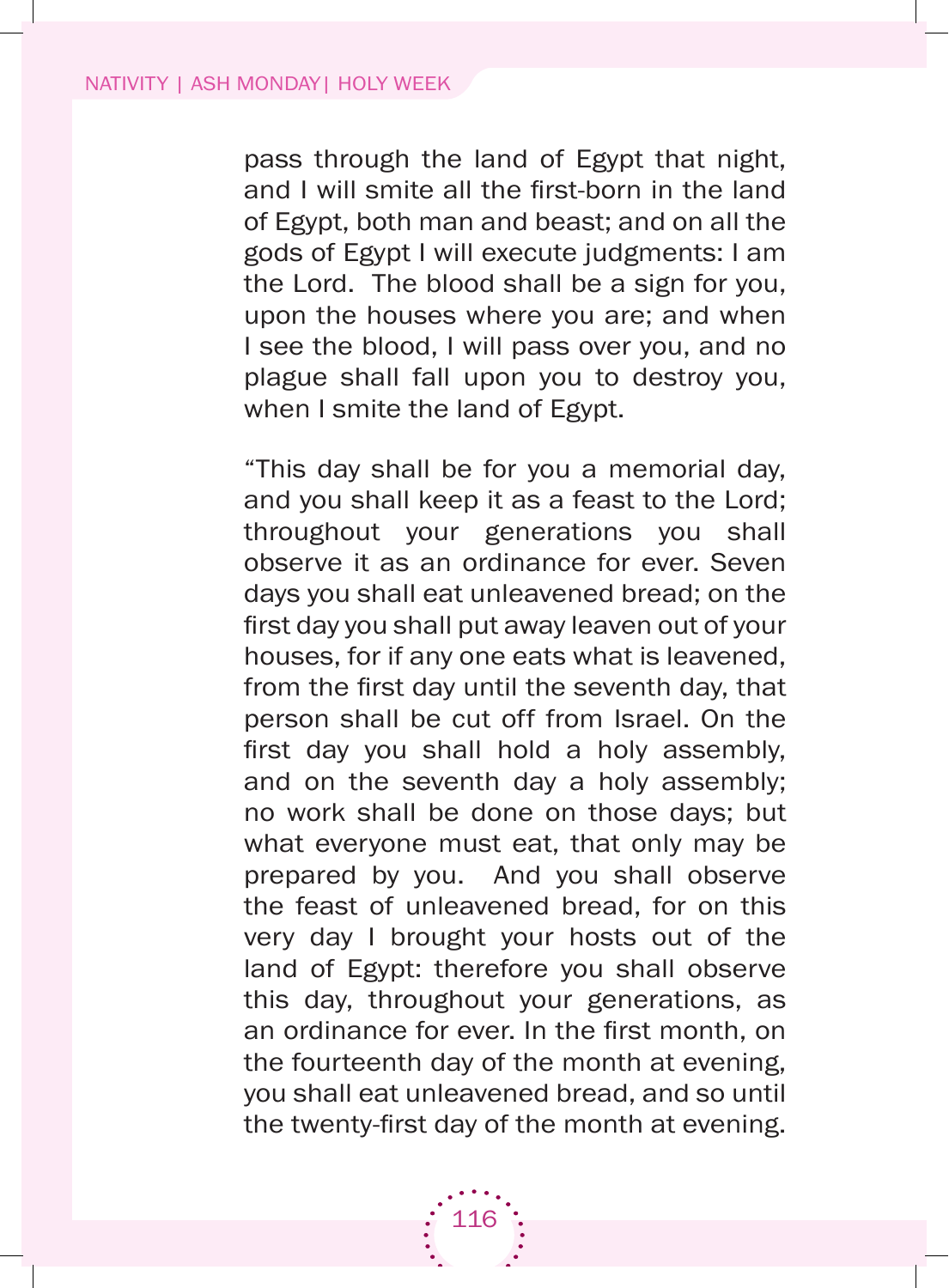pass through the land of Egypt that night, and I will smite all the first-born in the land of Egypt, both man and beast; and on all the gods of Egypt I will execute judgments: I am the Lord. The blood shall be a sign for you, upon the houses where you are; and when I see the blood, I will pass over you, and no plague shall fall upon you to destroy you, when I smite the land of Egypt.

"This day shall be for you a memorial day, and you shall keep it as a feast to the Lord; throughout your generations you shall observe it as an ordinance for ever. Seven days you shall eat unleavened bread; on the first day you shall put away leaven out of your houses, for if any one eats what is leavened, from the first day until the seventh day, that person shall be cut off from Israel. On the first day you shall hold a holy assembly, and on the seventh day a holy assembly; no work shall be done on those days; but what everyone must eat, that only may be prepared by you. And you shall observe the feast of unleavened bread, for on this very day I brought your hosts out of the land of Egypt: therefore you shall observe this day, throughout your generations, as an ordinance for ever. In the first month, on the fourteenth day of the month at evening, you shall eat unleavened bread, and so until the twenty-first day of the month at evening.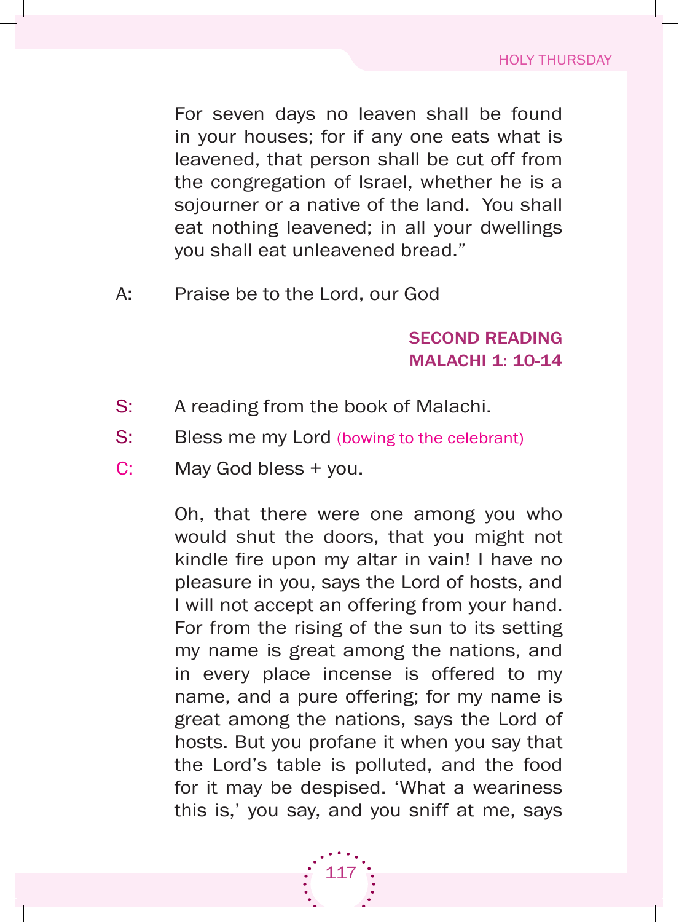For seven days no leaven shall be found in your houses; for if any one eats what is leavened, that person shall be cut off from the congregation of Israel, whether he is a sojourner or a native of the land. You shall eat nothing leavened; in all your dwellings you shall eat unleavened bread."

A: Praise be to the Lord, our God

### SECOND READING
### MALACHI 1: 10-14

S: A reading from the book of Malachi.

S: Bless me my Lord (bowing to the celebrant)

C: May God bless + you.

Oh, that there were one among you who would shut the doors, that you might not kindle fire upon my altar in vain! I have no pleasure in you, says the Lord of hosts, and I will not accept an offering from your hand. For from the rising of the sun to its setting my name is great among the nations, and in every place incense is offered to my name, and a pure offering; for my name is great among the nations, says the Lord of hosts. But you profane it when you say that the Lord's table is polluted, and the food for it may be despised. 'What a weariness this is,' you say, and you sniff at me, says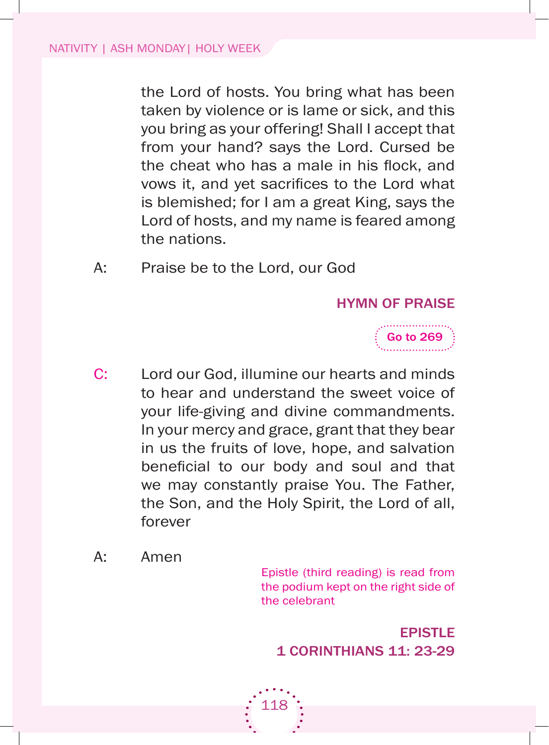the Lord of hosts. You bring what has been taken by violence or is lame or sick, and this you bring as your offering! Shall I accept that from your hand? says the Lord. Cursed be the cheat who has a male in his flock, and vows it, and yet sacrifices to the Lord what is blemished; for I am a great King, says the Lord of hosts, and my name is feared among the nations.

A: Praise be to the Lord, our God

**HYMN OF PRAISE**

Go to 269

C: Lord our God, illumine our hearts and minds to hear and understand the sweet voice of your life-giving and divine commandments. In your mercy and grace, grant that they bear in us the fruits of love, hope, and salvation beneficial to our body and soul and that we may constantly praise You. The Father, the Son, and the Holy Spirit, the Lord of all, forever

A: Amen

*Epistle (third reading) is read from the podium kept on the right side of the celebrant*

**EPISTLE**
**1 CORINTHIANS 11: 23-29**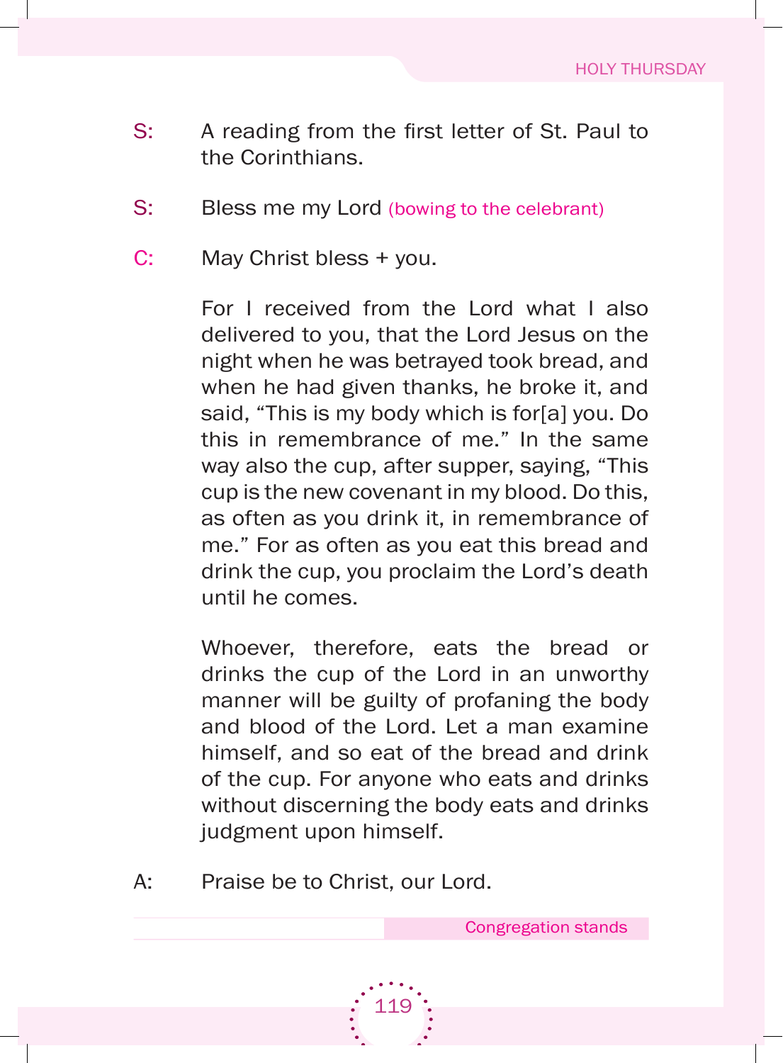S: A reading from the first letter of St. Paul to the Corinthians.

S: Bless me my Lord *(bowing to the celebrant)*

C: May Christ bless + you.

For I received from the Lord what I also delivered to you, that the Lord Jesus on the night when he was betrayed took bread, and when he had given thanks, he broke it, and said, “This is my body which is for[a] you. Do this in remembrance of me.” In the same way also the cup, after supper, saying, “This cup is the new covenant in my blood. Do this, as often as you drink it, in remembrance of me.” For as often as you eat this bread and drink the cup, you proclaim the Lord’s death until he comes.

Whoever, therefore, eats the bread or drinks the cup of the Lord in an unworthy manner will be guilty of profaning the body and blood of the Lord. Let a man examine himself, and so eat of the bread and drink of the cup. For anyone who eats and drinks without discerning the body eats and drinks judgment upon himself.

A: Praise be to Christ, our Lord.

*Congregation stands*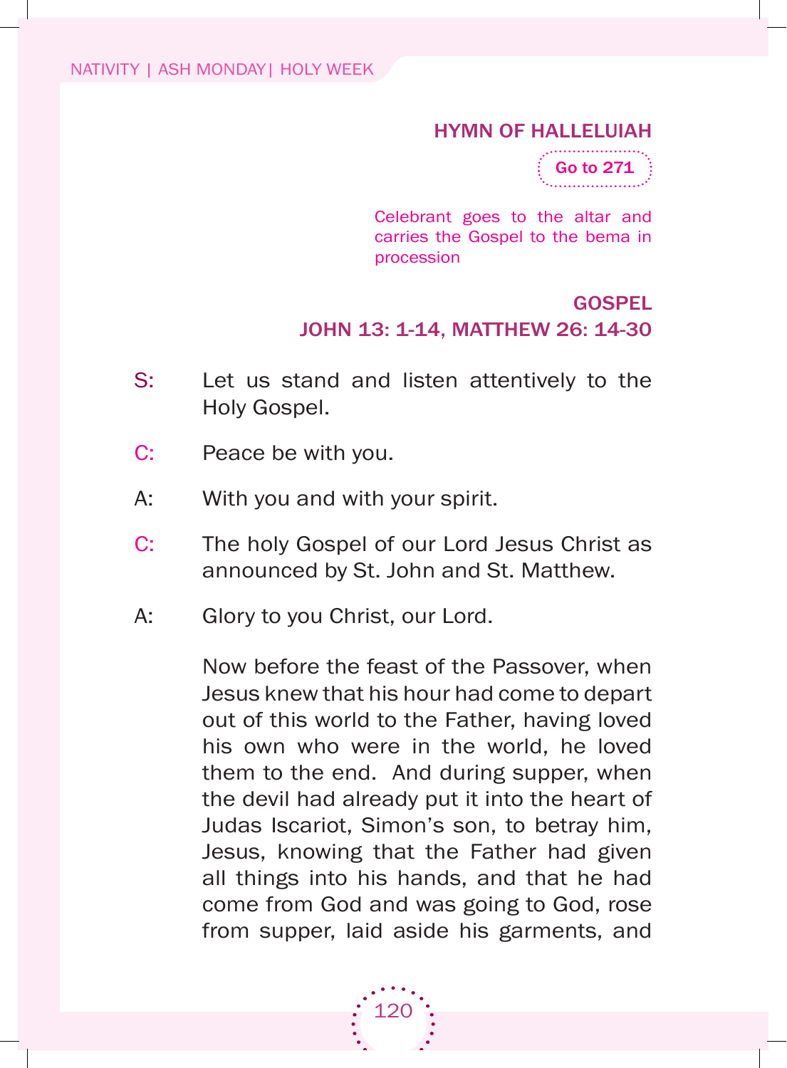### HYMN OF HALLELUIAH

Go to 271

*Celebrant goes to the altar and carries the Gospel to the bema in procession*

### GOSPEL
### JOHN 13: 1-14, MATTHEW 26: 14-30

S: Let us stand and listen attentively to the Holy Gospel.

C: Peace be with you.

A: With you and with your spirit.

C: The holy Gospel of our Lord Jesus Christ as announced by St. John and St. Matthew.

A: Glory to you Christ, our Lord.

Now before the feast of the Passover, when Jesus knew that his hour had come to depart out of this world to the Father, having loved his own who were in the world, he loved them to the end. And during supper, when the devil had already put it into the heart of Judas Iscariot, Simon's son, to betray him, Jesus, knowing that the Father had given all things into his hands, and that he had come from God and was going to God, rose from supper, laid aside his garments, and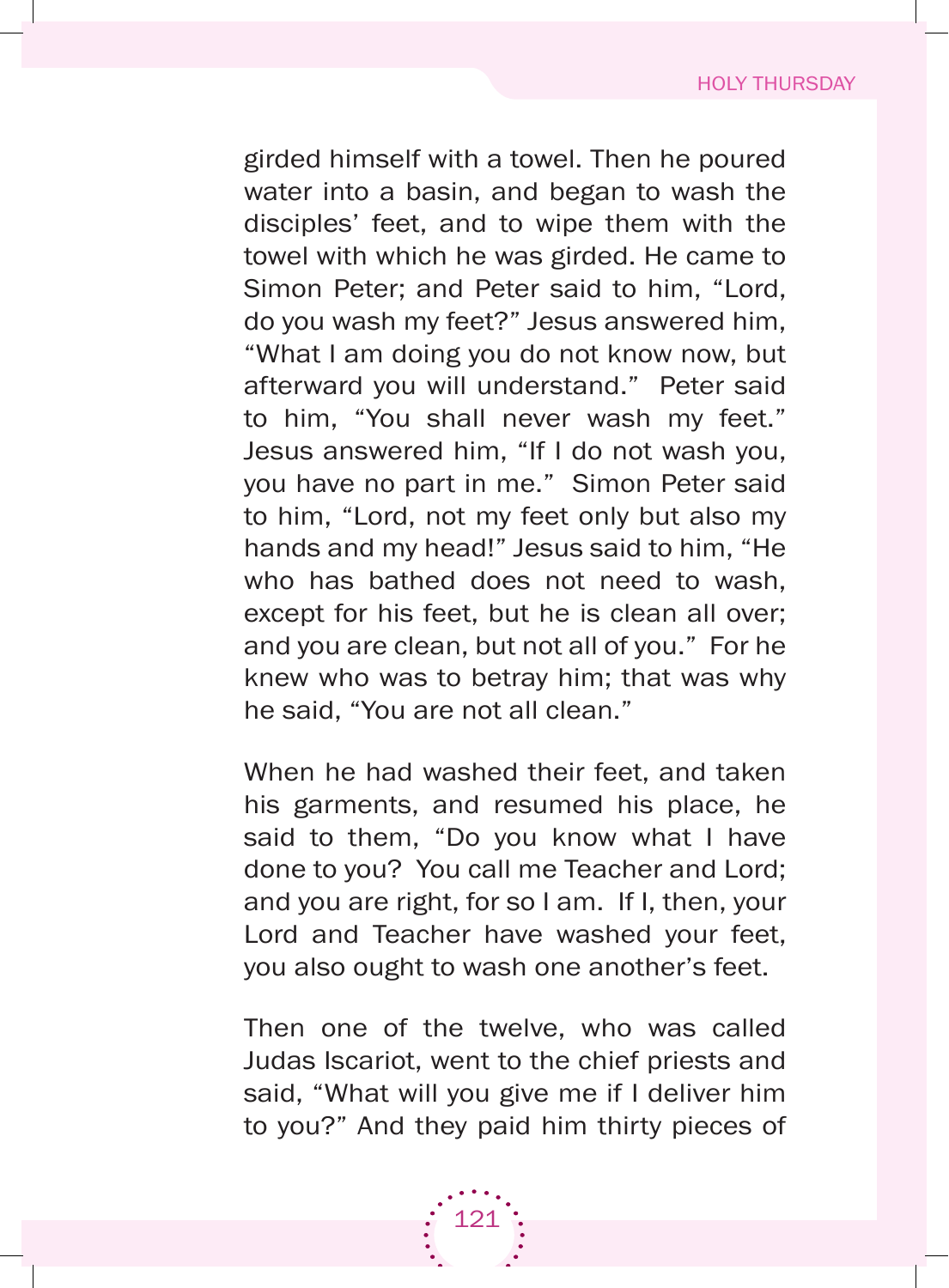girded himself with a towel. Then he poured water into a basin, and began to wash the disciples' feet, and to wipe them with the towel with which he was girded. He came to Simon Peter; and Peter said to him, "Lord, do you wash my feet?" Jesus answered him, "What I am doing you do not know now, but afterward you will understand." Peter said to him, "You shall never wash my feet." Jesus answered him, "If I do not wash you, you have no part in me." Simon Peter said to him, "Lord, not my feet only but also my hands and my head!" Jesus said to him, "He who has bathed does not need to wash, except for his feet, but he is clean all over; and you are clean, but not all of you." For he knew who was to betray him; that was why he said, "You are not all clean."

When he had washed their feet, and taken his garments, and resumed his place, he said to them, "Do you know what I have done to you? You call me Teacher and Lord; and you are right, for so I am. If I, then, your Lord and Teacher have washed your feet, you also ought to wash one another's feet.

Then one of the twelve, who was called Judas Iscariot, went to the chief priests and said, "What will you give me if I deliver him to you?" And they paid him thirty pieces of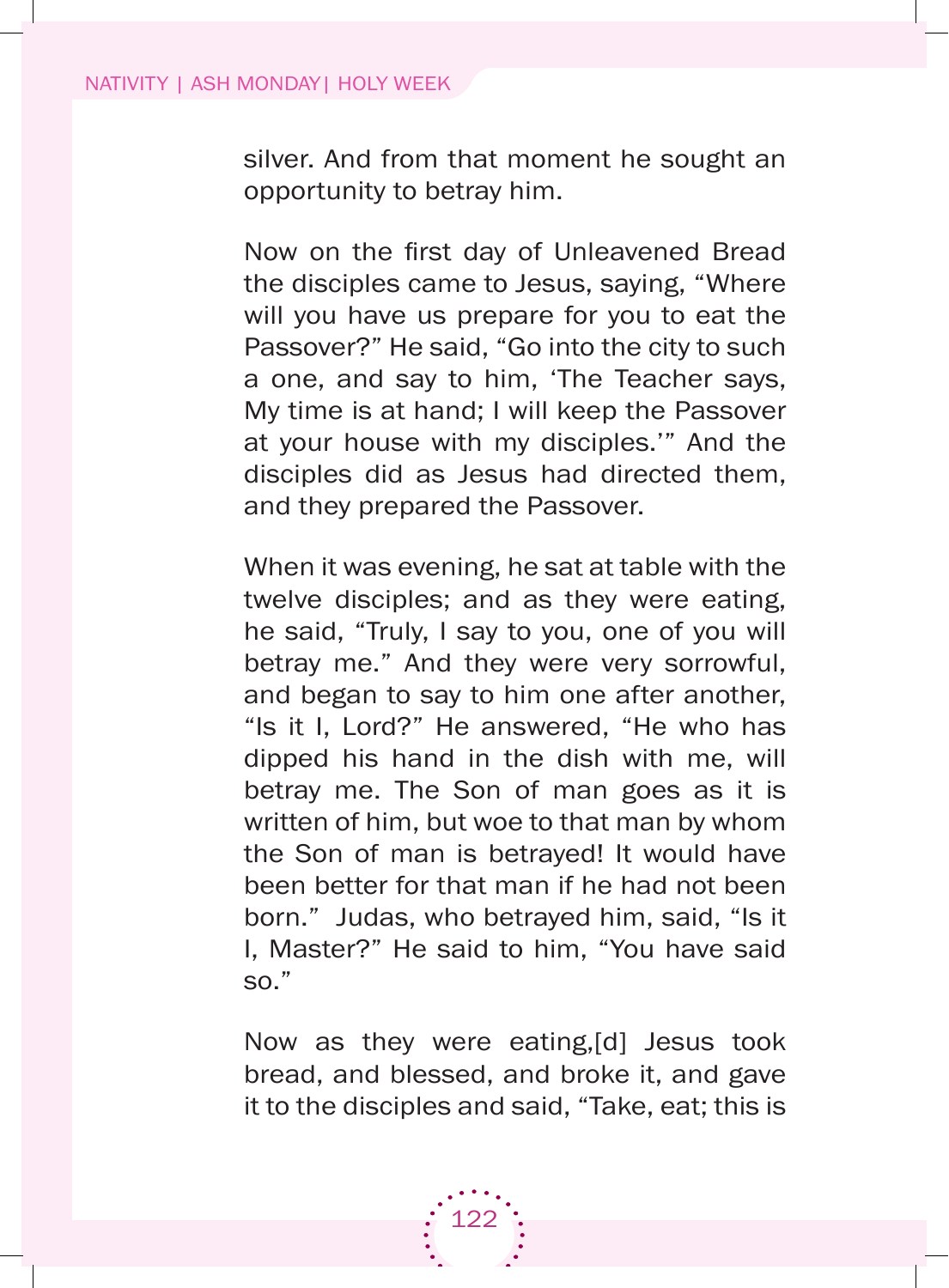silver. And from that moment he sought an opportunity to betray him.

Now on the first day of Unleavened Bread the disciples came to Jesus, saying, “Where will you have us prepare for you to eat the Passover?” He said, “Go into the city to such a one, and say to him, ‘The Teacher says, My time is at hand; I will keep the Passover at your house with my disciples.’” And the disciples did as Jesus had directed them, and they prepared the Passover.

When it was evening, he sat at table with the twelve disciples; and as they were eating, he said, “Truly, I say to you, one of you will betray me.” And they were very sorrowful, and began to say to him one after another, “Is it I, Lord?” He answered, “He who has dipped his hand in the dish with me, will betray me. The Son of man goes as it is written of him, but woe to that man by whom the Son of man is betrayed! It would have been better for that man if he had not been born.” Judas, who betrayed him, said, “Is it I, Master?” He said to him, “You have said so.”

Now as they were eating,[d] Jesus took bread, and blessed, and broke it, and gave it to the disciples and said, “Take, eat; this is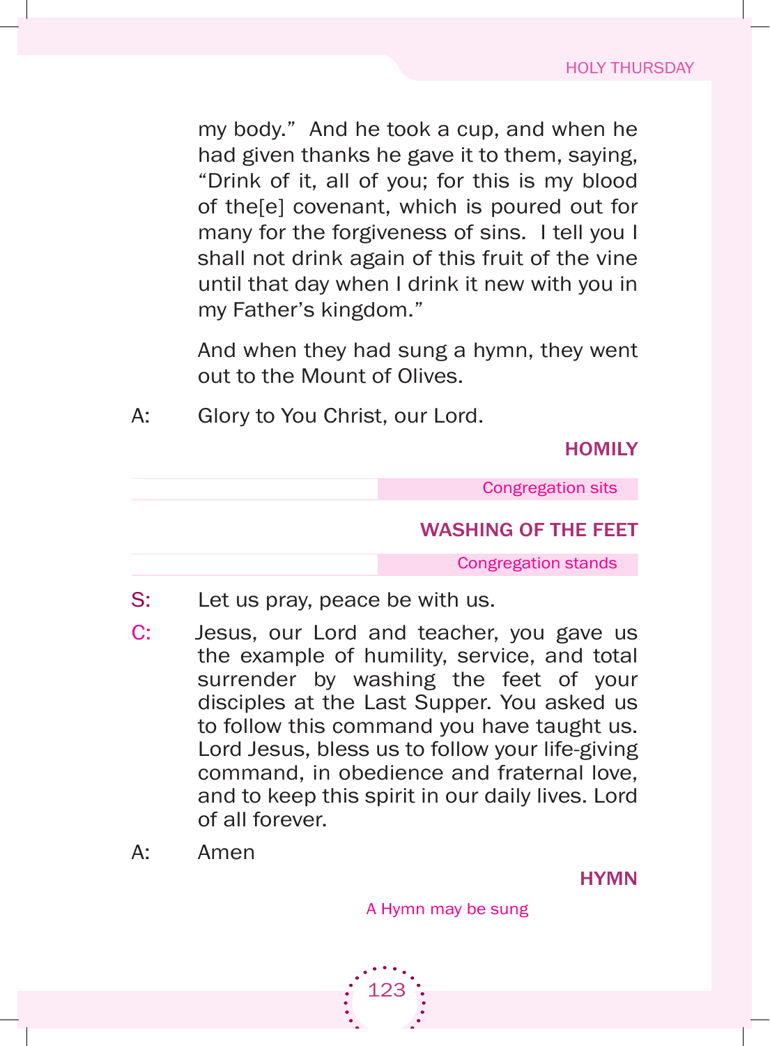my body." And he took a cup, and when he had given thanks he gave it to them, saying, "Drink of it, all of you; for this is my blood of the[e] covenant, which is poured out for many for the forgiveness of sins. I tell you I shall not drink again of this fruit of the vine until that day when I drink it new with you in my Father's kingdom."

And when they had sung a hymn, they went out to the Mount of Olives.

A: Glory to You Christ, our Lord.

## HOMILY

Congregation sits

## WASHING OF THE FEET

Congregation stands

S: Let us pray, peace be with us.

C: Jesus, our Lord and teacher, you gave us the example of humility, service, and total surrender by washing the feet of your disciples at the Last Supper. You asked us to follow this command you have taught us. Lord Jesus, bless us to follow your life-giving command, in obedience and fraternal love, and to keep this spirit in our daily lives. Lord of all forever.

A: Amen

## HYMN

A Hymn may be sung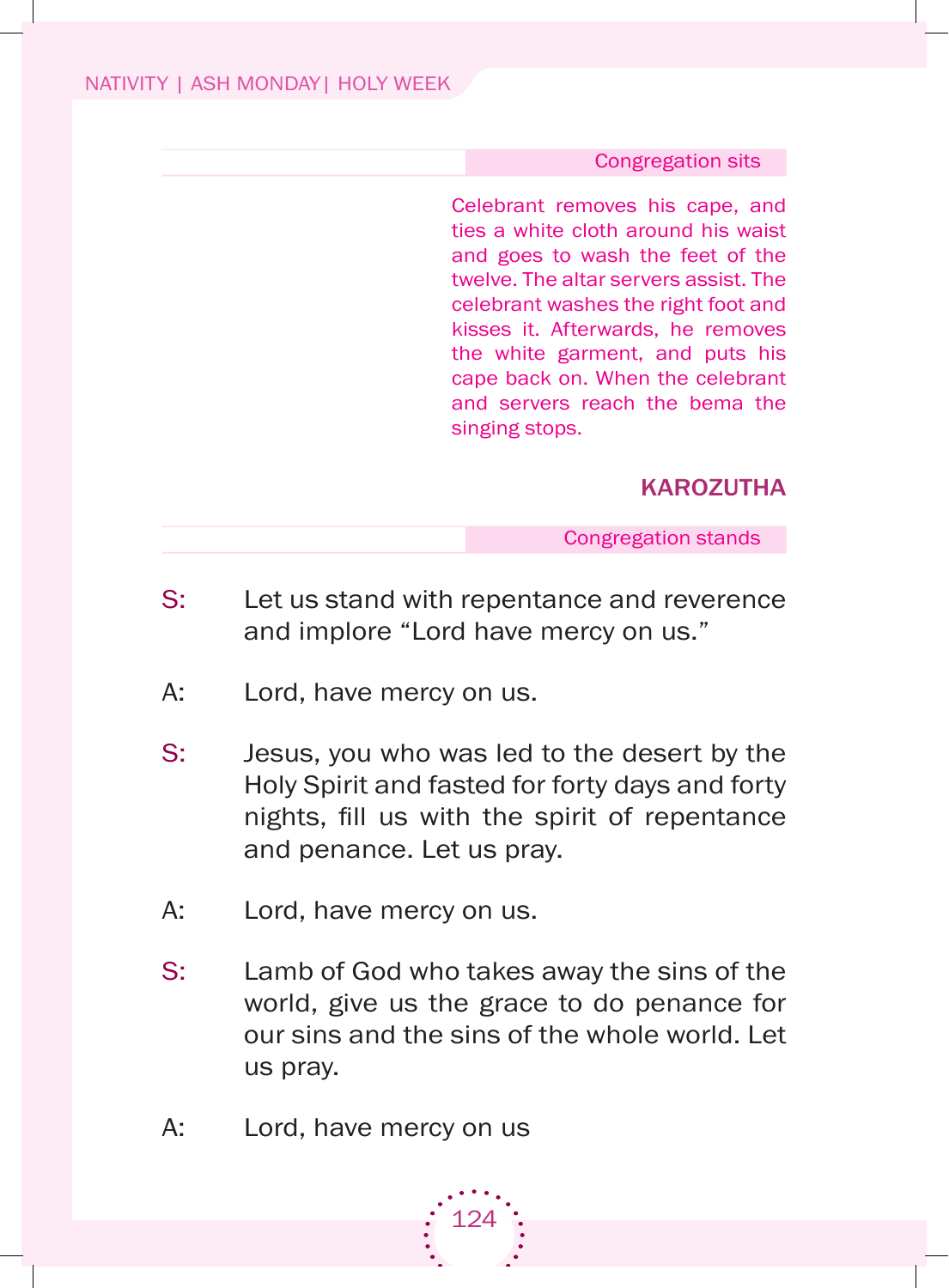Congregation sits

*Celebrant removes his cape, and ties a white cloth around his waist and goes to wash the feet of the twelve. The altar servers assist. The celebrant washes the right foot and kisses it. Afterwards, he removes the white garment, and puts his cape back on. When the celebrant and servers reach the bema the singing stops.*

## KAROZUTHA

Congregation stands

S: Let us stand with repentance and reverence and implore "Lord have mercy on us."

A: Lord, have mercy on us.

S: Jesus, you who was led to the desert by the Holy Spirit and fasted for forty days and forty nights, fill us with the spirit of repentance and penance. Let us pray.

A: Lord, have mercy on us.

S: Lamb of God who takes away the sins of the world, give us the grace to do penance for our sins and the sins of the whole world. Let us pray.

A: Lord, have mercy on us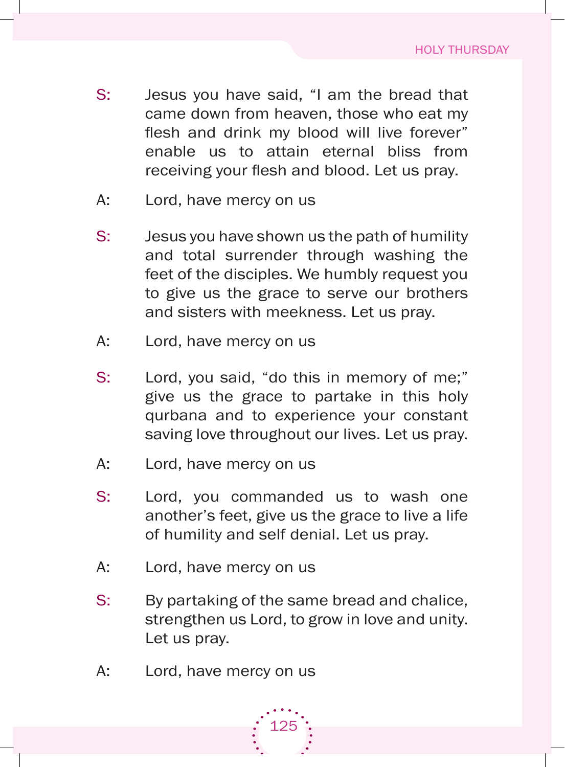S: Jesus you have said, "I am the bread that came down from heaven, those who eat my flesh and drink my blood will live forever" enable us to attain eternal bliss from receiving your flesh and blood. Let us pray.

A: Lord, have mercy on us

S: Jesus you have shown us the path of humility and total surrender through washing the feet of the disciples. We humbly request you to give us the grace to serve our brothers and sisters with meekness. Let us pray.

A: Lord, have mercy on us

S: Lord, you said, "do this in memory of me;" give us the grace to partake in this holy qurbana and to experience your constant saving love throughout our lives. Let us pray.

A: Lord, have mercy on us

S: Lord, you commanded us to wash one another's feet, give us the grace to live a life of humility and self denial. Let us pray.

A: Lord, have mercy on us

S: By partaking of the same bread and chalice, strengthen us Lord, to grow in love and unity. Let us pray.

A: Lord, have mercy on us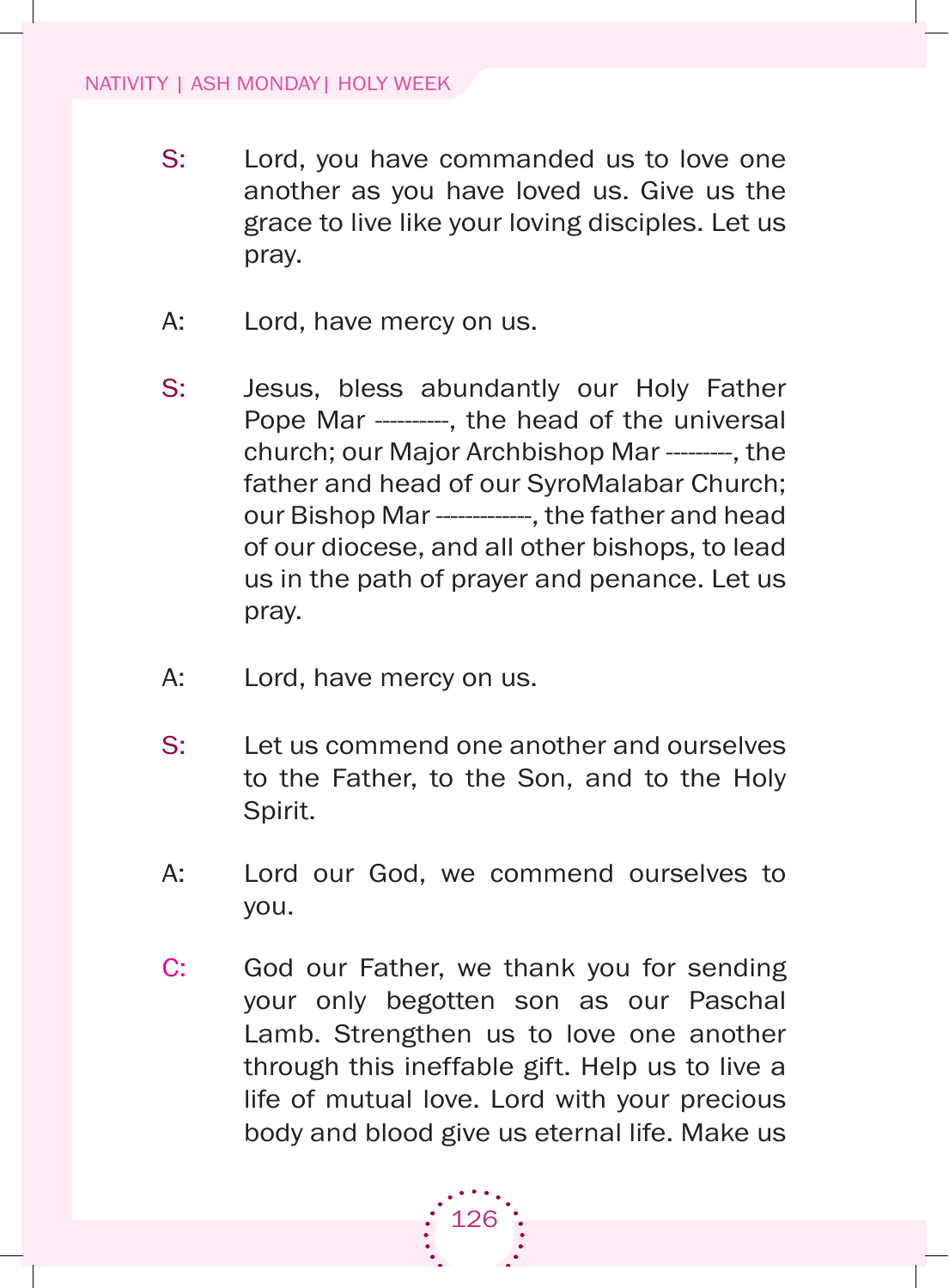S: Lord, you have commanded us to love one another as you have loved us. Give us the grace to live like your loving disciples. Let us pray.

A: Lord, have mercy on us.

S: Jesus, bless abundantly our Holy Father Pope Mar ----------, the head of the universal church; our Major Archbishop Mar ---------, the father and head of our SyroMalabar Church; our Bishop Mar -------------, the father and head of our diocese, and all other bishops, to lead us in the path of prayer and penance. Let us pray.

A: Lord, have mercy on us.

S: Let us commend one another and ourselves to the Father, to the Son, and to the Holy Spirit.

A: Lord our God, we commend ourselves to you.

C: God our Father, we thank you for sending your only begotten son as our Paschal Lamb. Strengthen us to love one another through this ineffable gift. Help us to live a life of mutual love. Lord with your precious body and blood give us eternal life. Make us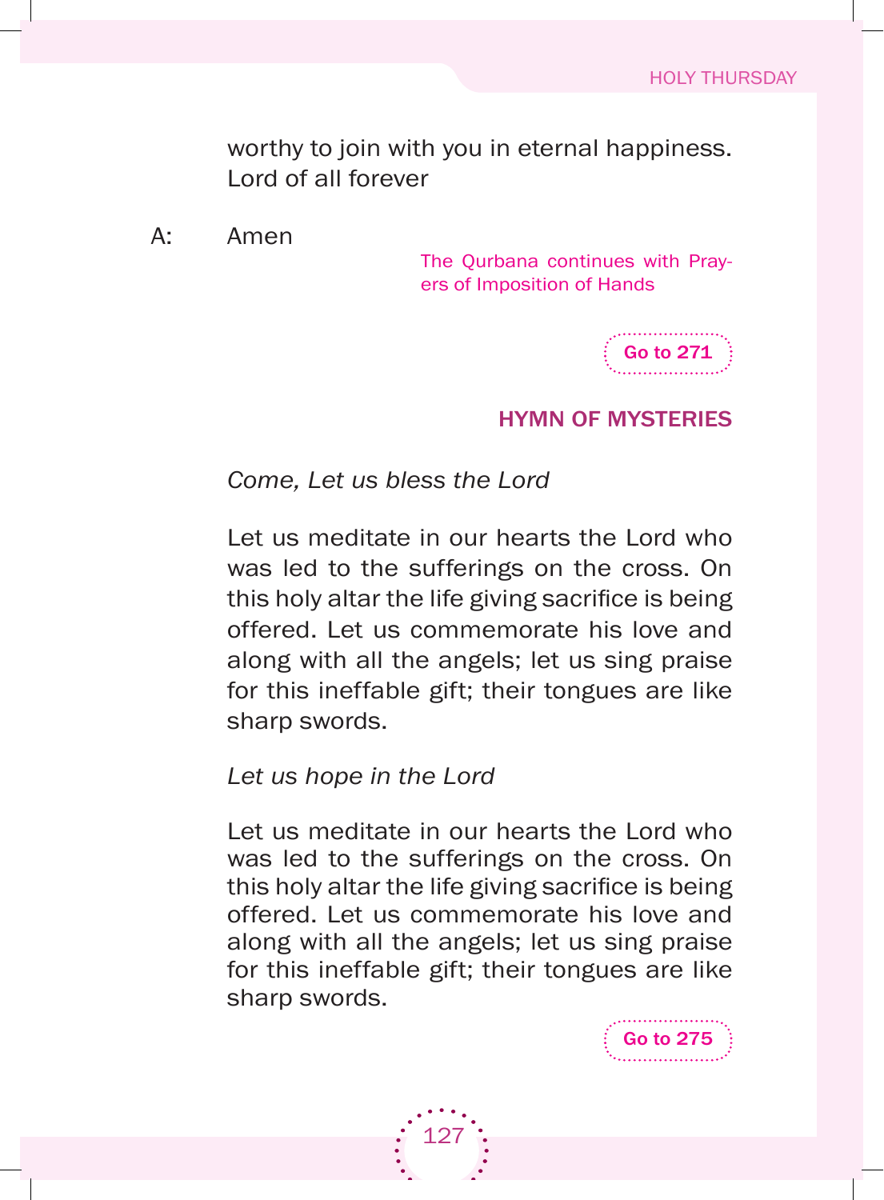worthy to join with you in eternal happiness. Lord of all forever

A: Amen

The Qurbana continues with Prayers of Imposition of Hands

**Go to 271**

## HYMN OF MYSTERIES

*Come, Let us bless the Lord*

Let us meditate in our hearts the Lord who was led to the sufferings on the cross. On this holy altar the life giving sacrifice is being offered. Let us commemorate his love and along with all the angels; let us sing praise for this ineffable gift; their tongues are like sharp swords.

*Let us hope in the Lord*

Let us meditate in our hearts the Lord who was led to the sufferings on the cross. On this holy altar the life giving sacrifice is being offered. Let us commemorate his love and along with all the angels; let us sing praise for this ineffable gift; their tongues are like sharp swords.

**Go to 275**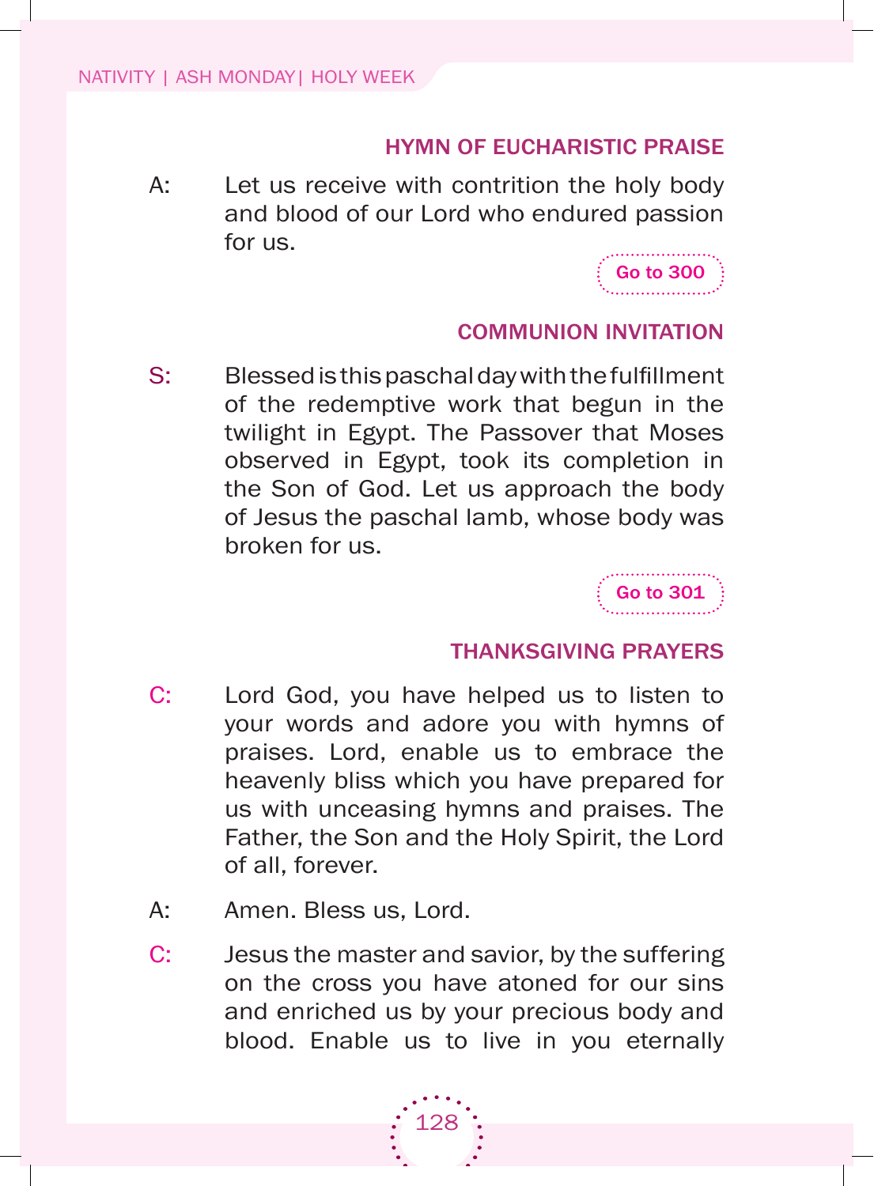### HYMN OF EUCHARISTIC PRAISE

A: Let us receive with contrition the holy body and blood of our Lord who endured passion for us.

Go to 300

### COMMUNION INVITATION

S: Blessed is this paschal day with the fulfillment of the redemptive work that begun in the twilight in Egypt. The Passover that Moses observed in Egypt, took its completion in the Son of God. Let us approach the body of Jesus the paschal lamb, whose body was broken for us.

Go to 301

### THANKSGIVING PRAYERS

C: Lord God, you have helped us to listen to your words and adore you with hymns of praises. Lord, enable us to embrace the heavenly bliss which you have prepared for us with unceasing hymns and praises. The Father, the Son and the Holy Spirit, the Lord of all, forever.

A: Amen. Bless us, Lord.

C: Jesus the master and savior, by the suffering on the cross you have atoned for our sins and enriched us by your precious body and blood. Enable us to live in you eternally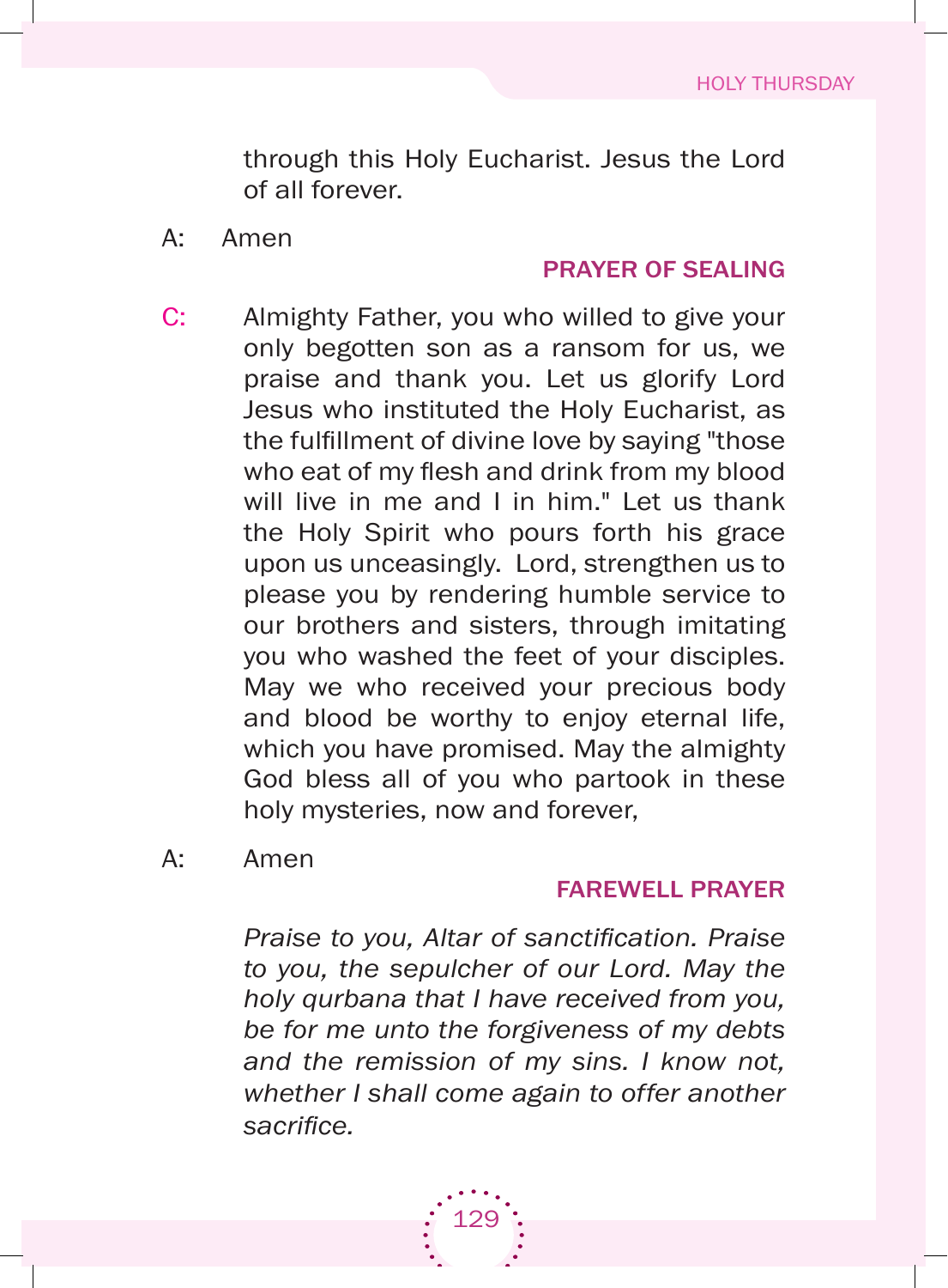through this Holy Eucharist. Jesus the Lord of all forever.

A: Amen

### PRAYER OF SEALING

C: Almighty Father, you who willed to give your only begotten son as a ransom for us, we praise and thank you. Let us glorify Lord Jesus who instituted the Holy Eucharist, as the fulfillment of divine love by saying "those who eat of my flesh and drink from my blood will live in me and I in him." Let us thank the Holy Spirit who pours forth his grace upon us unceasingly. Lord, strengthen us to please you by rendering humble service to our brothers and sisters, through imitating you who washed the feet of your disciples. May we who received your precious body and blood be worthy to enjoy eternal life, which you have promised. May the almighty God bless all of you who partook in these holy mysteries, now and forever,

A: Amen

### FAREWELL PRAYER

*Praise to you, Altar of sanctification. Praise to you, the sepulcher of our Lord. May the holy qurbana that I have received from you, be for me unto the forgiveness of my debts and the remission of my sins. I know not, whether I shall come again to offer another sacrifice.*